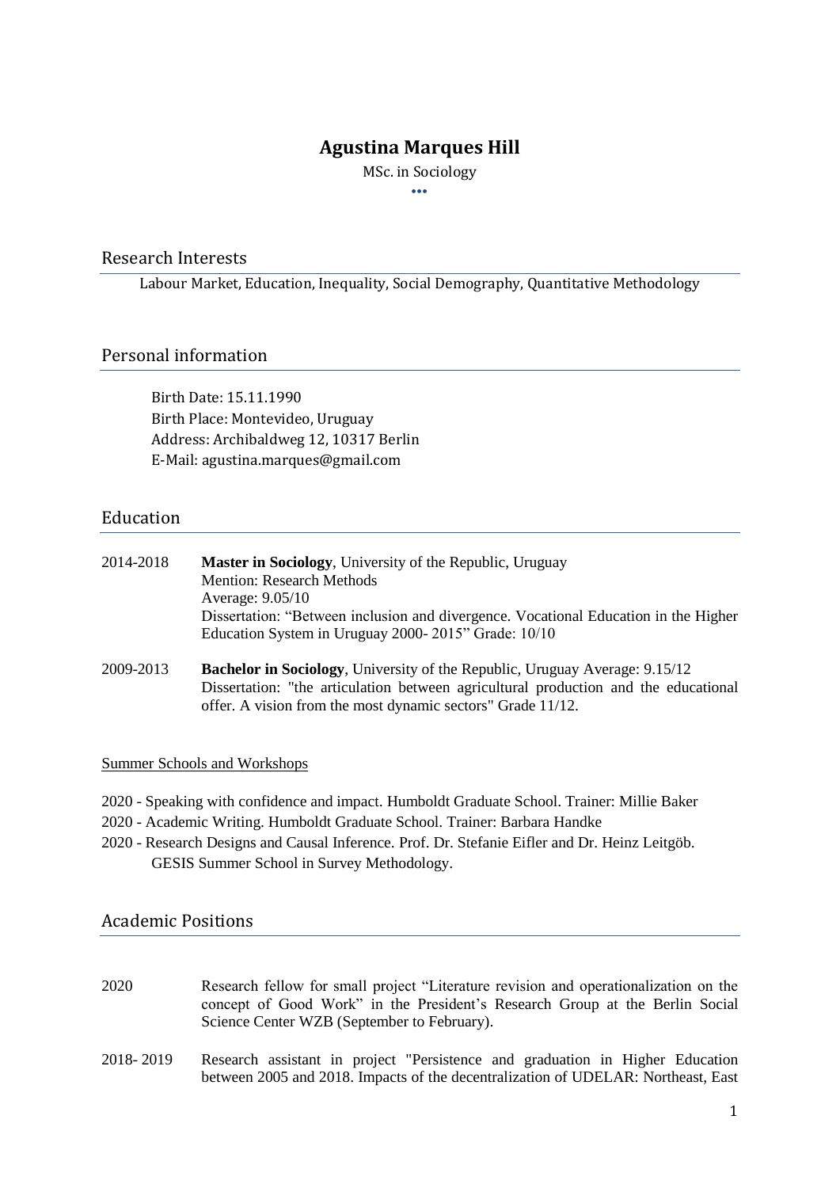# Agustina Marques Hill

MSc. in Sociology

•••

## Research Interests

Labour Market, Education, Inequality, Social Demography, Quantitative Methodology

## Personal information

Birth Date: 15.11.1990
Birth Place: Montevideo, Uruguay
Address: Archibaldweg 12, 10317 Berlin
E-Mail: agustina.marques@gmail.com

## Education

2014-2018 — **Master in Sociology**, University of the Republic, Uruguay
Mention: Research Methods
Average: 9.05/10
Dissertation: "Between inclusion and divergence. Vocational Education in the Higher Education System in Uruguay 2000- 2015" Grade: 10/10

2009-2013 — **Bachelor in Sociology**, University of the Republic, Uruguay Average: 9.15/12
Dissertation: "the articulation between agricultural production and the educational offer. A vision from the most dynamic sectors" Grade 11/12.

### Summer Schools and Workshops

2020 - Speaking with confidence and impact. Humboldt Graduate School. Trainer: Millie Baker
2020 - Academic Writing. Humboldt Graduate School. Trainer: Barbara Handke
2020 - Research Designs and Causal Inference. Prof. Dr. Stefanie Eifler and Dr. Heinz Leitgöb. GESIS Summer School in Survey Methodology.

## Academic Positions

2020 — Research fellow for small project "Literature revision and operationalization on the concept of Good Work" in the President's Research Group at the Berlin Social Science Center WZB (September to February).

2018- 2019 — Research assistant in project "Persistence and graduation in Higher Education between 2005 and 2018. Impacts of the decentralization of UDELAR: Northeast, East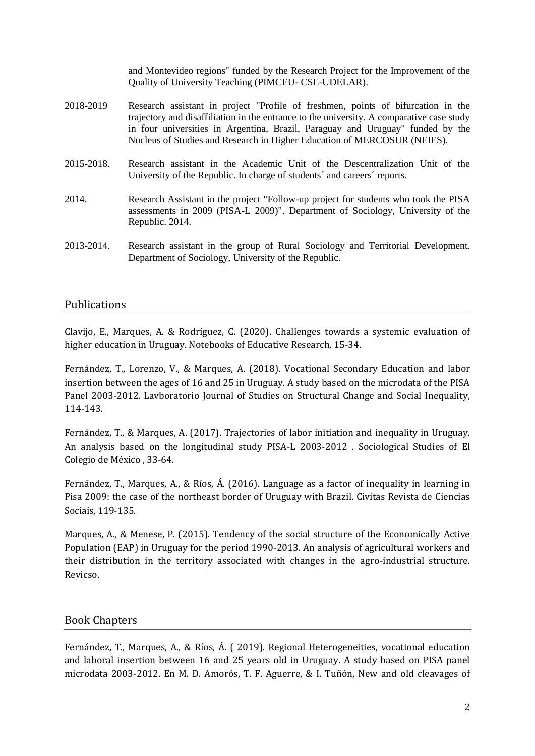and Montevideo regions" funded by the Research Project for the Improvement of the Quality of University Teaching (PIMCEU- CSE-UDELAR).

2018-2019 Research assistant in project "Profile of freshmen, points of bifurcation in the trajectory and disaffiliation in the entrance to the university. A comparative case study in four universities in Argentina, Brazil, Paraguay and Uruguay" funded by the Nucleus of Studies and Research in Higher Education of MERCOSUR (NEIES).

2015-2018. Research assistant in the Academic Unit of the Descentralization Unit of the University of the Republic. In charge of students´ and careers´ reports.

2014. Research Assistant in the project "Follow-up project for students who took the PISA assessments in 2009 (PISA-L 2009)". Department of Sociology, University of the Republic. 2014.

2013-2014. Research assistant in the group of Rural Sociology and Territorial Development. Department of Sociology, University of the Republic.

## Publications

Clavijo, E., Marques, A. & Rodríguez, C. (2020). Challenges towards a systemic evaluation of higher education in Uruguay. Notebooks of Educative Research, 15-34.

Fernández, T., Lorenzo, V., & Marques, A. (2018). Vocational Secondary Education and labor insertion between the ages of 16 and 25 in Uruguay. A study based on the microdata of the PISA Panel 2003-2012. Lavboratorio Journal of Studies on Structural Change and Social Inequality, 114-143.

Fernández, T., & Marques, A. (2017). Trajectories of labor initiation and inequality in Uruguay. An analysis based on the longitudinal study PISA-L 2003-2012 . Sociological Studies of El Colegio de México , 33-64.

Fernández, T., Marques, A., & Ríos, Á. (2016). Language as a factor of inequality in learning in Pisa 2009: the case of the northeast border of Uruguay with Brazil. Civitas Revista de Ciencias Sociais, 119-135.

Marques, A., & Menese, P. (2015). Tendency of the social structure of the Economically Active Population (EAP) in Uruguay for the period 1990-2013. An analysis of agricultural workers and their distribution in the territory associated with changes in the agro-industrial structure. Revicso.

## Book Chapters

Fernández, T., Marques, A., & Ríos, Á. ( 2019). Regional Heterogeneities, vocational education and laboral insertion between 16 and 25 years old in Uruguay. A study based on PISA panel microdata 2003-2012. En M. D. Amorós, T. F. Aguerre, & I. Tuñón, New and old cleavages of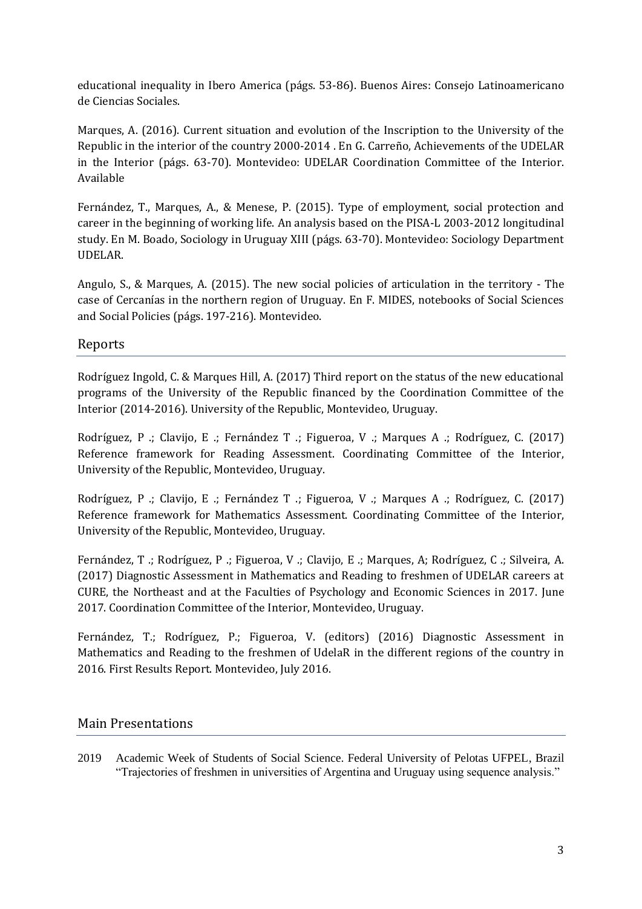educational inequality in Ibero America (págs. 53-86). Buenos Aires: Consejo Latinoamericano de Ciencias Sociales.

Marques, A. (2016). Current situation and evolution of the Inscription to the University of the Republic in the interior of the country 2000-2014 . En G. Carreño, Achievements of the UDELAR in the Interior (págs. 63-70). Montevideo: UDELAR Coordination Committee of the Interior. Available

Fernández, T., Marques, A., & Menese, P. (2015). Type of employment, social protection and career in the beginning of working life. An analysis based on the PISA-L 2003-2012 longitudinal study. En M. Boado, Sociology in Uruguay XIII (págs. 63-70). Montevideo: Sociology Department UDELAR.

Angulo, S., & Marques, A. (2015). The new social policies of articulation in the territory - The case of Cercanías in the northern region of Uruguay. En F. MIDES, notebooks of Social Sciences and Social Policies (págs. 197-216). Montevideo.

## Reports

Rodríguez Ingold, C. & Marques Hill, A. (2017) Third report on the status of the new educational programs of the University of the Republic financed by the Coordination Committee of the Interior (2014-2016). University of the Republic, Montevideo, Uruguay.

Rodríguez, P .; Clavijo, E .; Fernández T .; Figueroa, V .; Marques A .; Rodríguez, C. (2017) Reference framework for Reading Assessment. Coordinating Committee of the Interior, University of the Republic, Montevideo, Uruguay.

Rodríguez, P .; Clavijo, E .; Fernández T .; Figueroa, V .; Marques A .; Rodríguez, C. (2017) Reference framework for Mathematics Assessment. Coordinating Committee of the Interior, University of the Republic, Montevideo, Uruguay.

Fernández, T .; Rodríguez, P .; Figueroa, V .; Clavijo, E .; Marques, A; Rodríguez, C .; Silveira, A. (2017) Diagnostic Assessment in Mathematics and Reading to freshmen of UDELAR careers at CURE, the Northeast and at the Faculties of Psychology and Economic Sciences in 2017. June 2017. Coordination Committee of the Interior, Montevideo, Uruguay.

Fernández, T.; Rodríguez, P.; Figueroa, V. (editors) (2016) Diagnostic Assessment in Mathematics and Reading to the freshmen of UdelaR in the different regions of the country in 2016. First Results Report. Montevideo, July 2016.

## Main Presentations

2019 Academic Week of Students of Social Science. Federal University of Pelotas UFPEL, Brazil "Trajectories of freshmen in universities of Argentina and Uruguay using sequence analysis."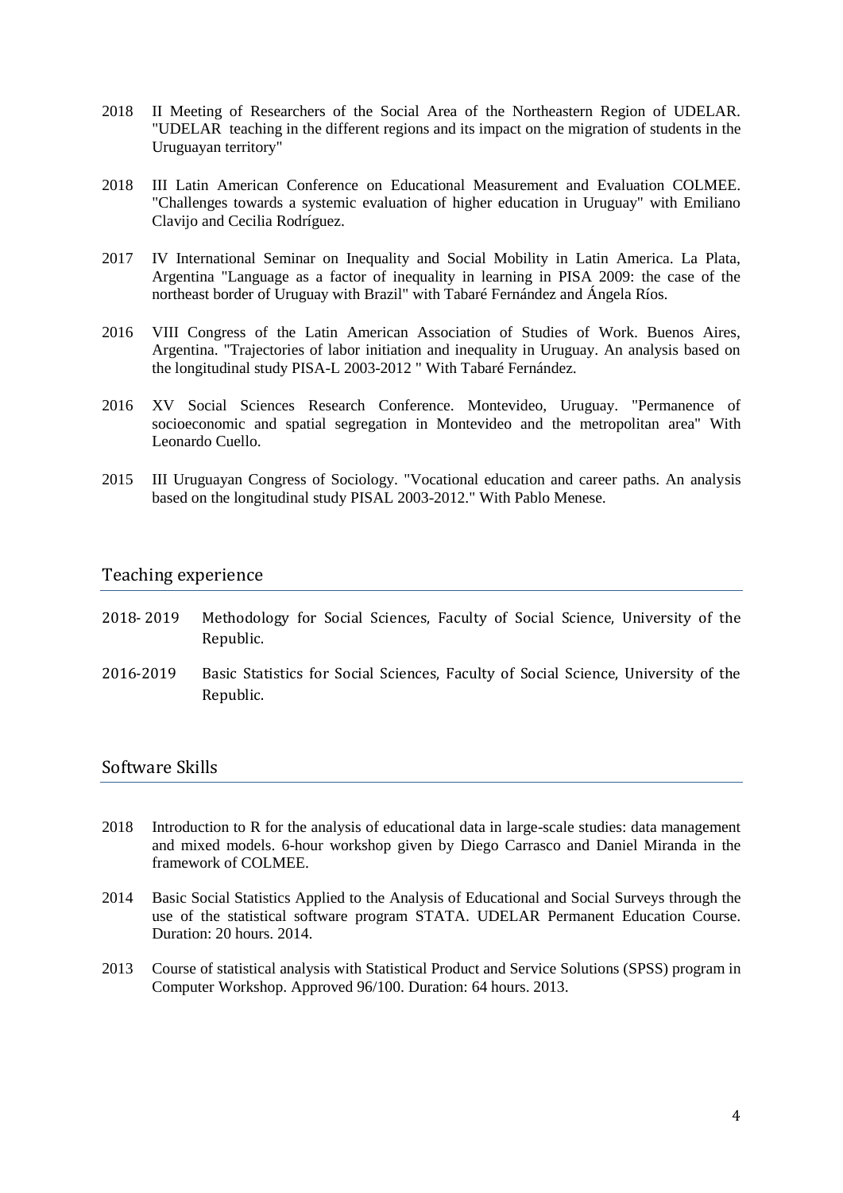2018 II Meeting of Researchers of the Social Area of the Northeastern Region of UDELAR. "UDELAR teaching in the different regions and its impact on the migration of students in the Uruguayan territory"

2018 III Latin American Conference on Educational Measurement and Evaluation COLMEE. "Challenges towards a systemic evaluation of higher education in Uruguay" with Emiliano Clavijo and Cecilia Rodríguez.

2017 IV International Seminar on Inequality and Social Mobility in Latin America. La Plata, Argentina "Language as a factor of inequality in learning in PISA 2009: the case of the northeast border of Uruguay with Brazil" with Tabaré Fernández and Ángela Ríos.

2016 VIII Congress of the Latin American Association of Studies of Work. Buenos Aires, Argentina. "Trajectories of labor initiation and inequality in Uruguay. An analysis based on the longitudinal study PISA-L 2003-2012 " With Tabaré Fernández.

2016 XV Social Sciences Research Conference. Montevideo, Uruguay. "Permanence of socioeconomic and spatial segregation in Montevideo and the metropolitan area" With Leonardo Cuello.

2015 III Uruguayan Congress of Sociology. "Vocational education and career paths. An analysis based on the longitudinal study PISAL 2003-2012." With Pablo Menese.

## Teaching experience

2018- 2019 Methodology for Social Sciences, Faculty of Social Science, University of the Republic.

2016-2019 Basic Statistics for Social Sciences, Faculty of Social Science, University of the Republic.

## Software Skills

2018 Introduction to R for the analysis of educational data in large-scale studies: data management and mixed models. 6-hour workshop given by Diego Carrasco and Daniel Miranda in the framework of COLMEE.

2014 Basic Social Statistics Applied to the Analysis of Educational and Social Surveys through the use of the statistical software program STATA. UDELAR Permanent Education Course. Duration: 20 hours. 2014.

2013 Course of statistical analysis with Statistical Product and Service Solutions (SPSS) program in Computer Workshop. Approved 96/100. Duration: 64 hours. 2013.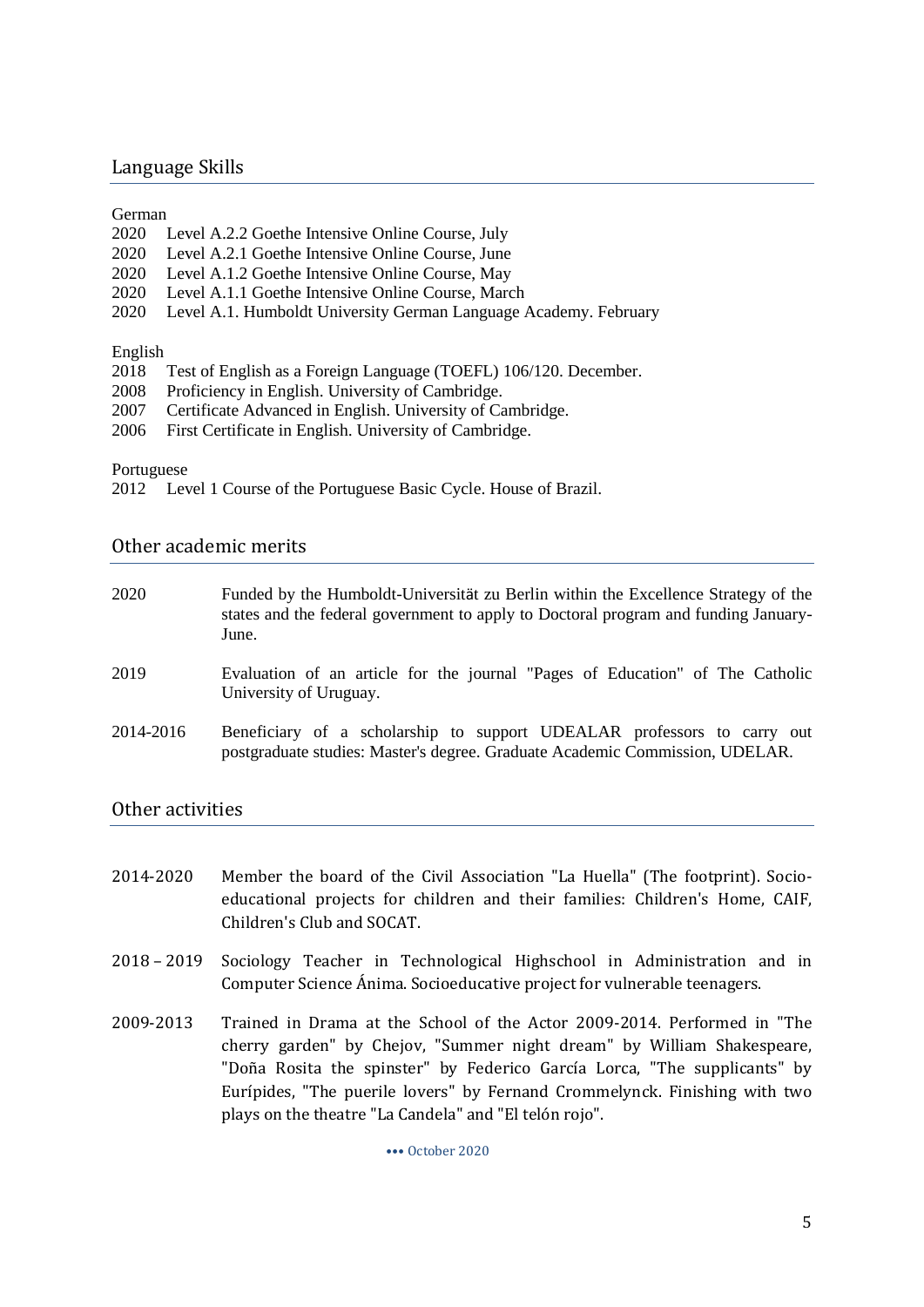## Language Skills

German

2020 Level A.2.2 Goethe Intensive Online Course, July
2020 Level A.2.1 Goethe Intensive Online Course, June
2020 Level A.1.2 Goethe Intensive Online Course, May
2020 Level A.1.1 Goethe Intensive Online Course, March
2020 Level A.1. Humboldt University German Language Academy. February

English

2018 Test of English as a Foreign Language (TOEFL) 106/120. December.
2008 Proficiency in English. University of Cambridge.
2007 Certificate Advanced in English. University of Cambridge.
2006 First Certificate in English. University of Cambridge.

Portuguese

2012 Level 1 Course of the Portuguese Basic Cycle. House of Brazil.

## Other academic merits

| | |
|---|---|
| 2020 | Funded by the Humboldt-Universität zu Berlin within the Excellence Strategy of the states and the federal government to apply to Doctoral program and funding January-June. |
| 2019 | Evaluation of an article for the journal "Pages of Education" of The Catholic University of Uruguay. |
| 2014-2016 | Beneficiary of a scholarship to support UDEALAR professors to carry out postgraduate studies: Master's degree. Graduate Academic Commission, UDELAR. |

## Other activities

| | |
|---|---|
| 2014-2020 | Member the board of the Civil Association "La Huella" (The footprint). Socio-educational projects for children and their families: Children's Home, CAIF, Children's Club and SOCAT. |
| 2018 – 2019 | Sociology Teacher in Technological Highschool in Administration and in Computer Science Ánima. Socioeducative project for vulnerable teenagers. |
| 2009-2013 | Trained in Drama at the School of the Actor 2009-2014. Performed in "The cherry garden" by Chejov, "Summer night dream" by William Shakespeare, "Doña Rosita the spinster" by Federico García Lorca, "The supplicants" by Eurípides, "The puerile lovers" by Fernand Crommelynck. Finishing with two plays on the theatre "La Candela" and "El telón rojo". |

••• October 2020